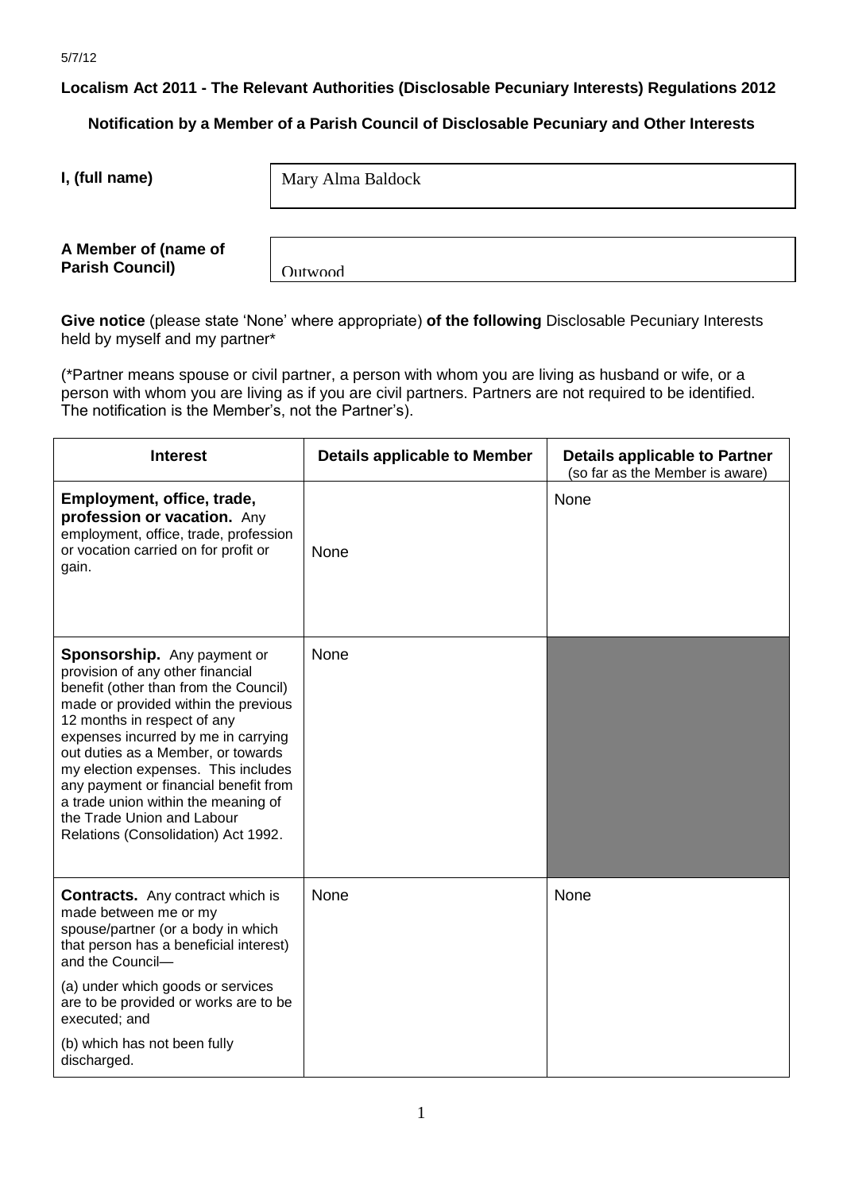5/7/12

**Localism Act 2011 - The Relevant Authorities (Disclosable Pecuniary Interests) Regulations 2012**

**Notification by a Member of a Parish Council of Disclosable Pecuniary and Other Interests**

| | |
|---|---|
| **I, (full name)** | Mary Alma Baldock |
| **A Member of (name of Parish Council)** | Outwood |

**Give notice** (please state 'None' where appropriate) **of the following** Disclosable Pecuniary Interests held by myself and my partner*

(*Partner means spouse or civil partner, a person with whom you are living as husband or wife, or a person with whom you are living as if you are civil partners. Partners are not required to be identified. The notification is the Member's, not the Partner's).

| Interest | Details applicable to Member | Details applicable to Partner (so far as the Member is aware) |
|---|---|---|
| **Employment, office, trade, profession or vacation.** Any employment, office, trade, profession or vacation carried on for profit or gain. | None | None |
| **Sponsorship.** Any payment or provision of any other financial benefit (other than from the Council) made or provided within the previous 12 months in respect of any expenses incurred by me in carrying out duties as a Member, or towards my election expenses. This includes any payment or financial benefit from a trade union within the meaning of the Trade Union and Labour Relations (Consolidation) Act 1992. | None | |
| **Contracts.** Any contract which is made between me or my spouse/partner (or a body in which that person has a beneficial interest) and the Council— (a) under which goods or services are to be provided or works are to be executed; and (b) which has not been fully discharged. | None | None |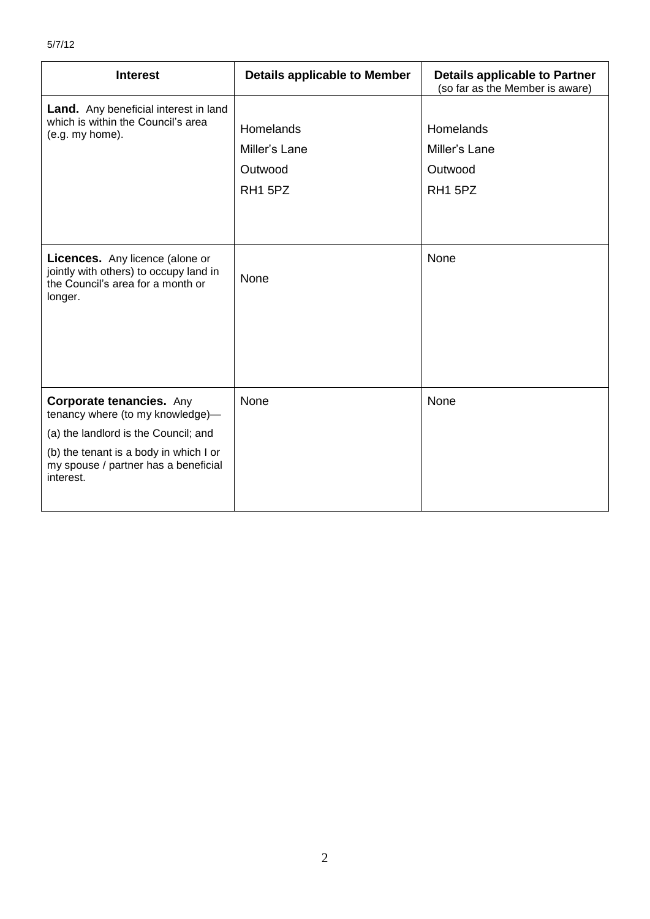5/7/12

| Interest | Details applicable to Member | Details applicable to Partner (so far as the Member is aware) |
|---|---|---|
| **Land.** Any beneficial interest in land which is within the Council's area (e.g. my home). | Homelands<br>Miller's Lane<br>Outwood<br>RH1 5PZ | Homelands<br>Miller's Lane<br>Outwood<br>RH1 5PZ |
| **Licences.** Any licence (alone or jointly with others) to occupy land in the Council's area for a month or longer. | None | None |
| **Corporate tenancies.** Any tenancy where (to my knowledge)—<br>(a) the landlord is the Council; and<br>(b) the tenant is a body in which I or my spouse / partner has a beneficial interest. | None | None |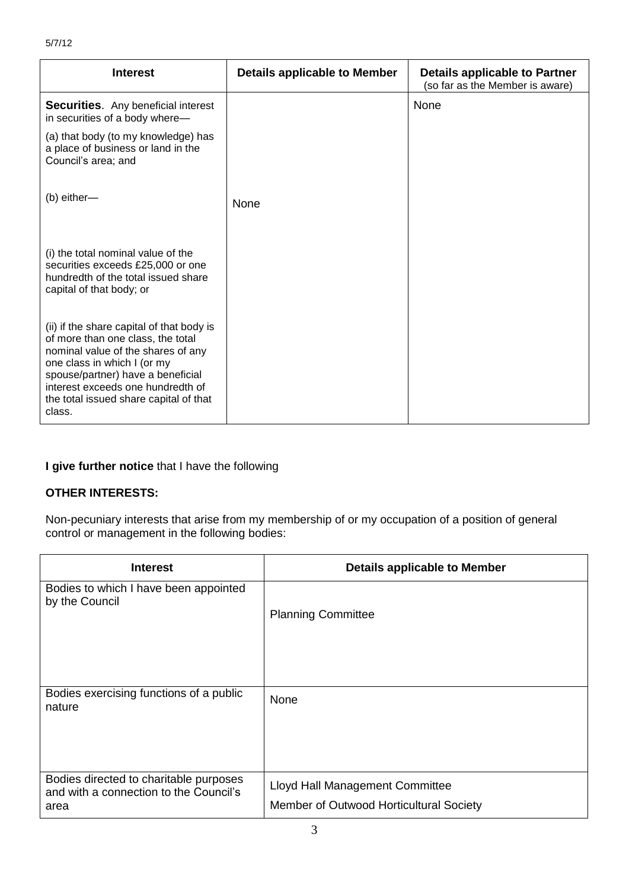5/7/12

| Interest | Details applicable to Member | Details applicable to Partner (so far as the Member is aware) |
|---|---|---|
| **Securities**. Any beneficial interest in securities of a body where—<br>(a) that body (to my knowledge) has a place of business or land in the Council's area; and<br>(b) either—<br>(i) the total nominal value of the securities exceeds £25,000 or one hundredth of the total issued share capital of that body; or<br>(ii) if the share capital of that body is of more than one class, the total nominal value of the shares of any one class in which I (or my spouse/partner) have a beneficial interest exceeds one hundredth of the total issued share capital of that class. | None | None |

**I give further notice** that I have the following

**OTHER INTERESTS:**

Non-pecuniary interests that arise from my membership of or my occupation of a position of general control or management in the following bodies:

| Interest | Details applicable to Member |
|---|---|
| Bodies to which I have been appointed by the Council | Planning Committee |
| Bodies exercising functions of a public nature | None |
| Bodies directed to charitable purposes and with a connection to the Council's area | Lloyd Hall Management Committee<br>Member of Outwood Horticultural Society |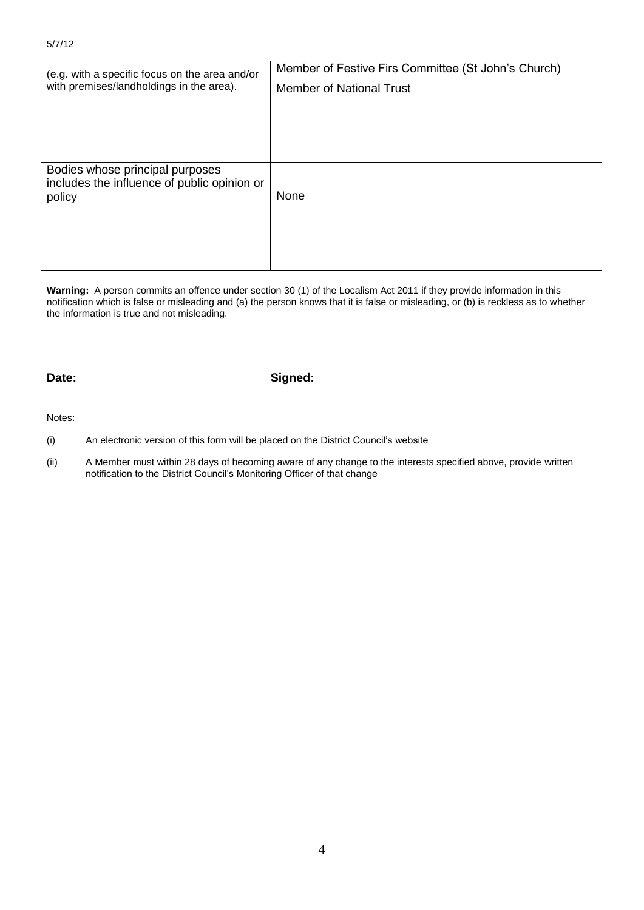| | |
|---|---|
| (e.g. with a specific focus on the area and/or with premises/landholdings in the area). | Member of Festive Firs Committee (St John's Church)<br>Member of National Trust |
| Bodies whose principal purposes includes the influence of public opinion or policy | None |

**Warning:** A person commits an offence under section 30 (1) of the Localism Act 2011 if they provide information in this notification which is false or misleading and (a) the person knows that it is false or misleading, or (b) is reckless as to whether the information is true and not misleading.

**Date:** **Signed:**

Notes:

(i) An electronic version of this form will be placed on the District Council's website

(ii) A Member must within 28 days of becoming aware of any change to the interests specified above, provide written notification to the District Council's Monitoring Officer of that change